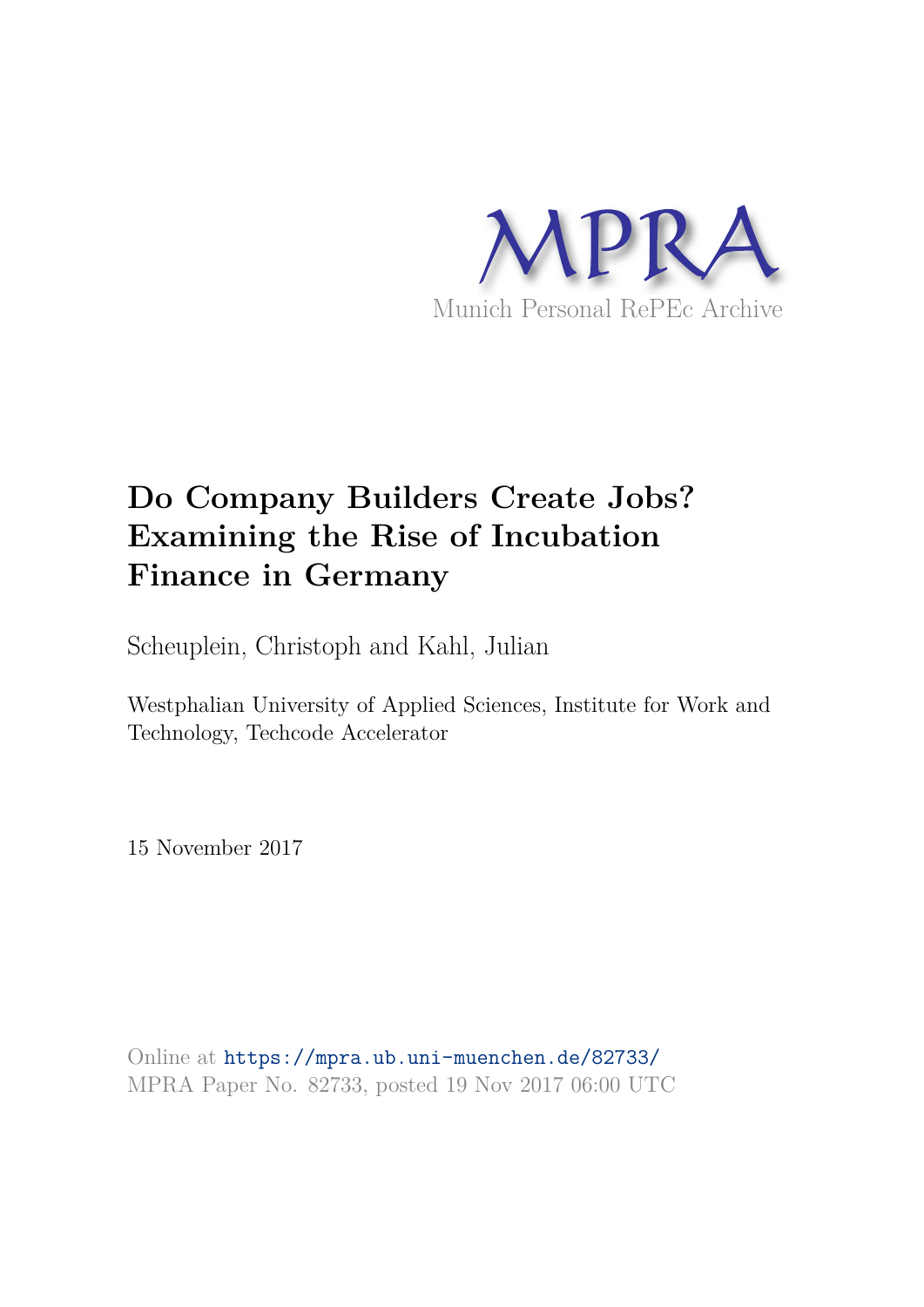MPRA

Munich Personal RePEc Archive

# Do Company Builders Create Jobs? Examining the Rise of Incubation Finance in Germany

Scheuplein, Christoph and Kahl, Julian

Westphalian University of Applied Sciences, Institute for Work and Technology, Techcode Accelerator

15 November 2017

Online at https://mpra.ub.uni-muenchen.de/82733/
MPRA Paper No. 82733, posted 19 Nov 2017 06:00 UTC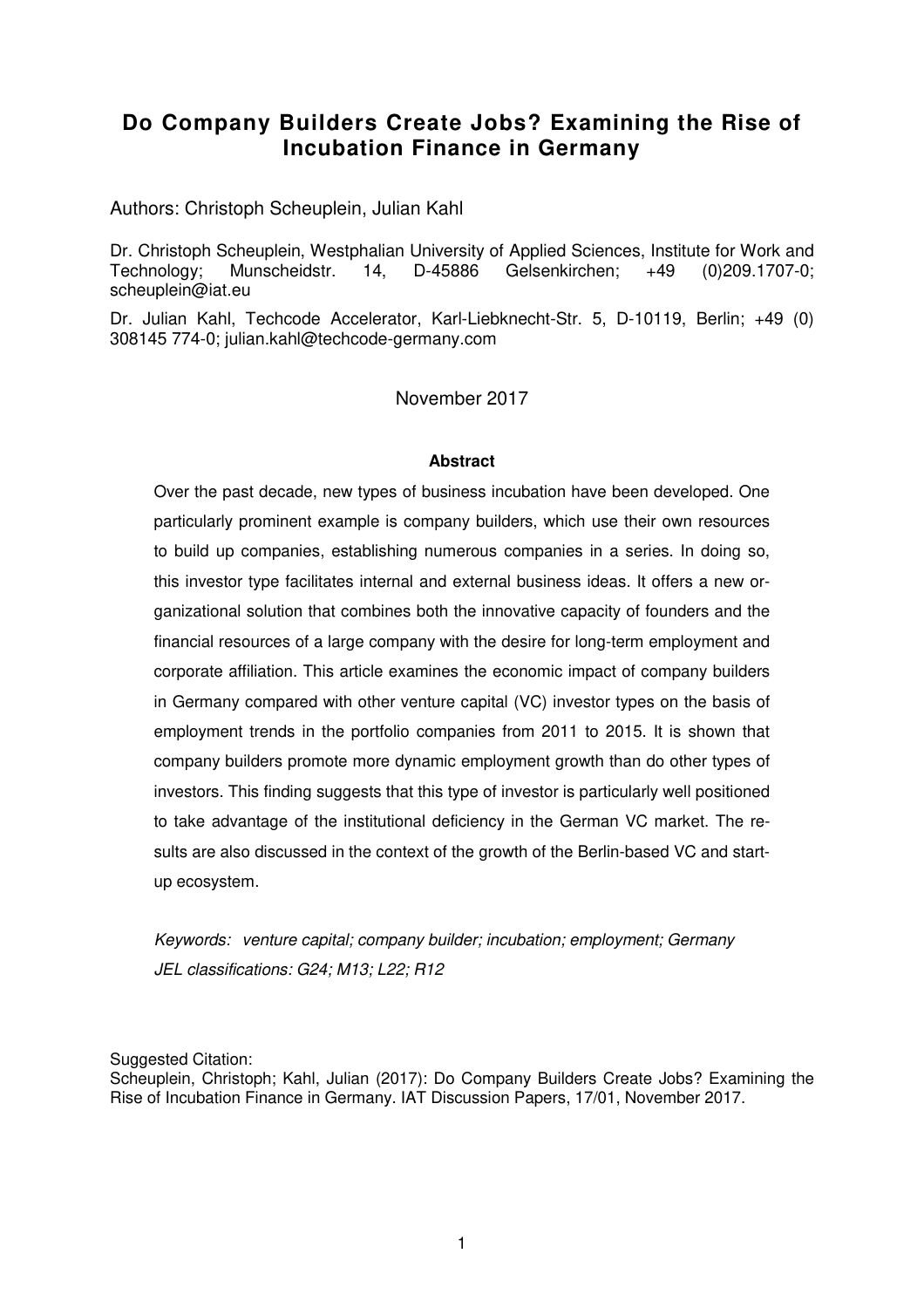# Do Company Builders Create Jobs? Examining the Rise of Incubation Finance in Germany

Authors: Christoph Scheuplein, Julian Kahl

Dr. Christoph Scheuplein, Westphalian University of Applied Sciences, Institute for Work and Technology; Munscheidstr. 14, D-45886 Gelsenkirchen; +49 (0)209.1707-0; scheuplein@iat.eu

Dr. Julian Kahl, Techcode Accelerator, Karl-Liebknecht-Str. 5, D-10119, Berlin; +49 (0) 308145 774-0; julian.kahl@techcode-germany.com

November 2017

**Abstract**

Over the past decade, new types of business incubation have been developed. One particularly prominent example is company builders, which use their own resources to build up companies, establishing numerous companies in a series. In doing so, this investor type facilitates internal and external business ideas. It offers a new organizational solution that combines both the innovative capacity of founders and the financial resources of a large company with the desire for long-term employment and corporate affiliation. This article examines the economic impact of company builders in Germany compared with other venture capital (VC) investor types on the basis of employment trends in the portfolio companies from 2011 to 2015. It is shown that company builders promote more dynamic employment growth than do other types of investors. This finding suggests that this type of investor is particularly well positioned to take advantage of the institutional deficiency in the German VC market. The results are also discussed in the context of the growth of the Berlin-based VC and start-up ecosystem.

*Keywords: venture capital; company builder; incubation; employment; Germany*

*JEL classifications: G24; M13; L22; R12*

Suggested Citation:
Scheuplein, Christoph; Kahl, Julian (2017): Do Company Builders Create Jobs? Examining the Rise of Incubation Finance in Germany. IAT Discussion Papers, 17/01, November 2017.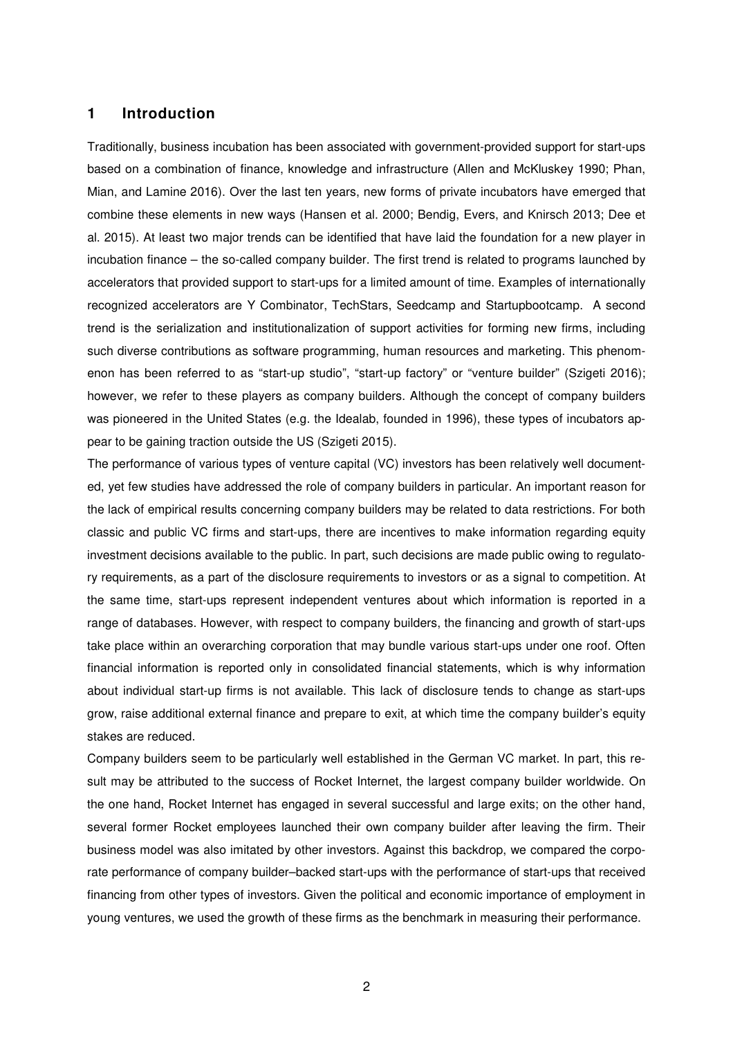## 1 Introduction

Traditionally, business incubation has been associated with government-provided support for start-ups based on a combination of finance, knowledge and infrastructure (Allen and McKluskey 1990; Phan, Mian, and Lamine 2016). Over the last ten years, new forms of private incubators have emerged that combine these elements in new ways (Hansen et al. 2000; Bendig, Evers, and Knirsch 2013; Dee et al. 2015). At least two major trends can be identified that have laid the foundation for a new player in incubation finance – the so-called company builder. The first trend is related to programs launched by accelerators that provided support to start-ups for a limited amount of time. Examples of internationally recognized accelerators are Y Combinator, TechStars, Seedcamp and Startupbootcamp. A second trend is the serialization and institutionalization of support activities for forming new firms, including such diverse contributions as software programming, human resources and marketing. This phenomenon has been referred to as "start-up studio", "start-up factory" or "venture builder" (Szigeti 2016); however, we refer to these players as company builders. Although the concept of company builders was pioneered in the United States (e.g. the Idealab, founded in 1996), these types of incubators appear to be gaining traction outside the US (Szigeti 2015).

The performance of various types of venture capital (VC) investors has been relatively well documented, yet few studies have addressed the role of company builders in particular. An important reason for the lack of empirical results concerning company builders may be related to data restrictions. For both classic and public VC firms and start-ups, there are incentives to make information regarding equity investment decisions available to the public. In part, such decisions are made public owing to regulatory requirements, as a part of the disclosure requirements to investors or as a signal to competition. At the same time, start-ups represent independent ventures about which information is reported in a range of databases. However, with respect to company builders, the financing and growth of start-ups take place within an overarching corporation that may bundle various start-ups under one roof. Often financial information is reported only in consolidated financial statements, which is why information about individual start-up firms is not available. This lack of disclosure tends to change as start-ups grow, raise additional external finance and prepare to exit, at which time the company builder's equity stakes are reduced.

Company builders seem to be particularly well established in the German VC market. In part, this result may be attributed to the success of Rocket Internet, the largest company builder worldwide. On the one hand, Rocket Internet has engaged in several successful and large exits; on the other hand, several former Rocket employees launched their own company builder after leaving the firm. Their business model was also imitated by other investors. Against this backdrop, we compared the corporate performance of company builder–backed start-ups with the performance of start-ups that received financing from other types of investors. Given the political and economic importance of employment in young ventures, we used the growth of these firms as the benchmark in measuring their performance.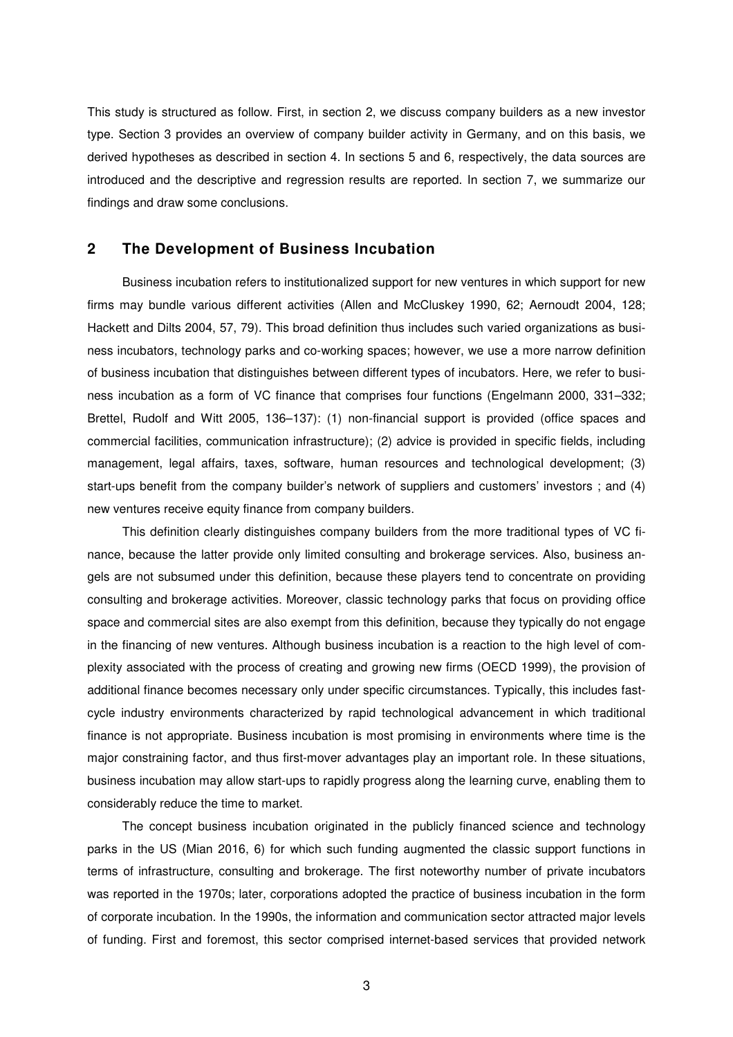This study is structured as follow. First, in section 2, we discuss company builders as a new investor type. Section 3 provides an overview of company builder activity in Germany, and on this basis, we derived hypotheses as described in section 4. In sections 5 and 6, respectively, the data sources are introduced and the descriptive and regression results are reported. In section 7, we summarize our findings and draw some conclusions.

## 2 The Development of Business Incubation

Business incubation refers to institutionalized support for new ventures in which support for new firms may bundle various different activities (Allen and McCluskey 1990, 62; Aernoudt 2004, 128; Hackett and Dilts 2004, 57, 79). This broad definition thus includes such varied organizations as business incubators, technology parks and co-working spaces; however, we use a more narrow definition of business incubation that distinguishes between different types of incubators. Here, we refer to business incubation as a form of VC finance that comprises four functions (Engelmann 2000, 331–332; Brettel, Rudolf and Witt 2005, 136–137): (1) non-financial support is provided (office spaces and commercial facilities, communication infrastructure); (2) advice is provided in specific fields, including management, legal affairs, taxes, software, human resources and technological development; (3) start-ups benefit from the company builder's network of suppliers and customers' investors ; and (4) new ventures receive equity finance from company builders.

This definition clearly distinguishes company builders from the more traditional types of VC finance, because the latter provide only limited consulting and brokerage services. Also, business angels are not subsumed under this definition, because these players tend to concentrate on providing consulting and brokerage activities. Moreover, classic technology parks that focus on providing office space and commercial sites are also exempt from this definition, because they typically do not engage in the financing of new ventures. Although business incubation is a reaction to the high level of complexity associated with the process of creating and growing new firms (OECD 1999), the provision of additional finance becomes necessary only under specific circumstances. Typically, this includes fast-cycle industry environments characterized by rapid technological advancement in which traditional finance is not appropriate. Business incubation is most promising in environments where time is the major constraining factor, and thus first-mover advantages play an important role. In these situations, business incubation may allow start-ups to rapidly progress along the learning curve, enabling them to considerably reduce the time to market.

The concept business incubation originated in the publicly financed science and technology parks in the US (Mian 2016, 6) for which such funding augmented the classic support functions in terms of infrastructure, consulting and brokerage. The first noteworthy number of private incubators was reported in the 1970s; later, corporations adopted the practice of business incubation in the form of corporate incubation. In the 1990s, the information and communication sector attracted major levels of funding. First and foremost, this sector comprised internet-based services that provided network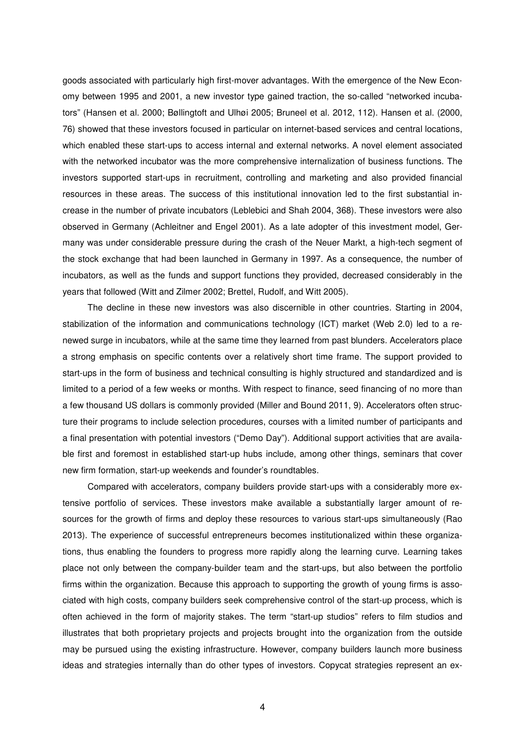goods associated with particularly high first-mover advantages. With the emergence of the New Economy between 1995 and 2001, a new investor type gained traction, the so-called "networked incubators" (Hansen et al. 2000; Bøllingtoft and Ulhøi 2005; Bruneel et al. 2012, 112). Hansen et al. (2000, 76) showed that these investors focused in particular on internet-based services and central locations, which enabled these start-ups to access internal and external networks. A novel element associated with the networked incubator was the more comprehensive internalization of business functions. The investors supported start-ups in recruitment, controlling and marketing and also provided financial resources in these areas. The success of this institutional innovation led to the first substantial increase in the number of private incubators (Leblebici and Shah 2004, 368). These investors were also observed in Germany (Achleitner and Engel 2001). As a late adopter of this investment model, Germany was under considerable pressure during the crash of the Neuer Markt, a high-tech segment of the stock exchange that had been launched in Germany in 1997. As a consequence, the number of incubators, as well as the funds and support functions they provided, decreased considerably in the years that followed (Witt and Zilmer 2002; Brettel, Rudolf, and Witt 2005).

The decline in these new investors was also discernible in other countries. Starting in 2004, stabilization of the information and communications technology (ICT) market (Web 2.0) led to a renewed surge in incubators, while at the same time they learned from past blunders. Accelerators place a strong emphasis on specific contents over a relatively short time frame. The support provided to start-ups in the form of business and technical consulting is highly structured and standardized and is limited to a period of a few weeks or months. With respect to finance, seed financing of no more than a few thousand US dollars is commonly provided (Miller and Bound 2011, 9). Accelerators often structure their programs to include selection procedures, courses with a limited number of participants and a final presentation with potential investors ("Demo Day"). Additional support activities that are available first and foremost in established start-up hubs include, among other things, seminars that cover new firm formation, start-up weekends and founder's roundtables.

Compared with accelerators, company builders provide start-ups with a considerably more extensive portfolio of services. These investors make available a substantially larger amount of resources for the growth of firms and deploy these resources to various start-ups simultaneously (Rao 2013). The experience of successful entrepreneurs becomes institutionalized within these organizations, thus enabling the founders to progress more rapidly along the learning curve. Learning takes place not only between the company-builder team and the start-ups, but also between the portfolio firms within the organization. Because this approach to supporting the growth of young firms is associated with high costs, company builders seek comprehensive control of the start-up process, which is often achieved in the form of majority stakes. The term "start-up studios" refers to film studios and illustrates that both proprietary projects and projects brought into the organization from the outside may be pursued using the existing infrastructure. However, company builders launch more business ideas and strategies internally than do other types of investors. Copycat strategies represent an ex-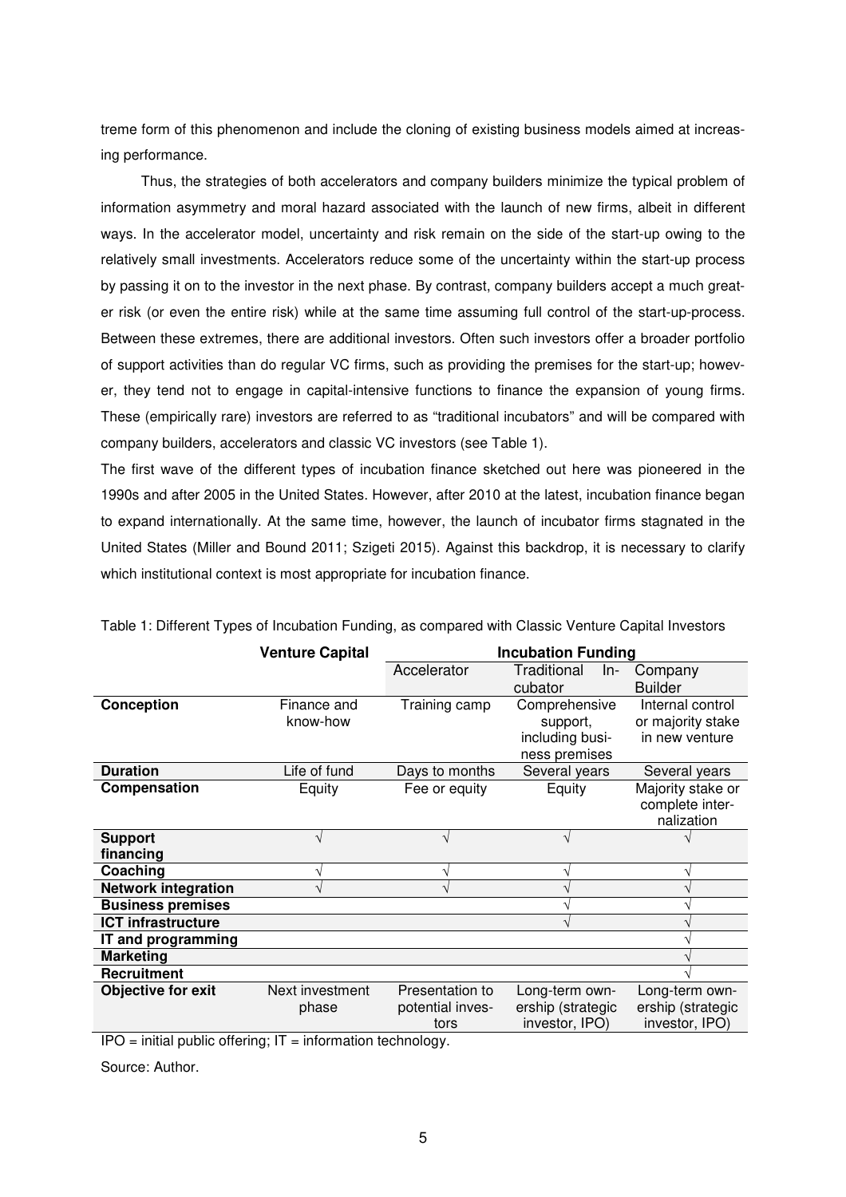treme form of this phenomenon and include the cloning of existing business models aimed at increasing performance.

Thus, the strategies of both accelerators and company builders minimize the typical problem of information asymmetry and moral hazard associated with the launch of new firms, albeit in different ways. In the accelerator model, uncertainty and risk remain on the side of the start-up owing to the relatively small investments. Accelerators reduce some of the uncertainty within the start-up process by passing it on to the investor in the next phase. By contrast, company builders accept a much greater risk (or even the entire risk) while at the same time assuming full control of the start-up-process. Between these extremes, there are additional investors. Often such investors offer a broader portfolio of support activities than do regular VC firms, such as providing the premises for the start-up; however, they tend not to engage in capital-intensive functions to finance the expansion of young firms. These (empirically rare) investors are referred to as "traditional incubators" and will be compared with company builders, accelerators and classic VC investors (see Table 1).

The first wave of the different types of incubation finance sketched out here was pioneered in the 1990s and after 2005 in the United States. However, after 2010 at the latest, incubation finance began to expand internationally. At the same time, however, the launch of incubator firms stagnated in the United States (Miller and Bound 2011; Szigeti 2015). Against this backdrop, it is necessary to clarify which institutional context is most appropriate for incubation finance.

Table 1: Different Types of Incubation Funding, as compared with Classic Venture Capital Investors

| | Venture Capital | Incubation Funding | | |
|---|---|---|---|---|
| | | Accelerator | Traditional Incubator | Company Builder |
| **Conception** | Finance and know-how | Training camp | Comprehensive support, including business premises | Internal control or majority stake in new venture |
| **Duration** | Life of fund | Days to months | Several years | Several years |
| **Compensation** | Equity | Fee or equity | Equity | Majority stake or complete internalization |
| **Support financing** | √ | √ | √ | √ |
| **Coaching** | √ | √ | √ | √ |
| **Network integration** | √ | √ | √ | √ |
| **Business premises** | | | √ | √ |
| **ICT infrastructure** | | | √ | √ |
| **IT and programming** | | | | √ |
| **Marketing** | | | | √ |
| **Recruitment** | | | | √ |
| **Objective for exit** | Next investment phase | Presentation to potential investors | Long-term ownership (strategic investor, IPO) | Long-term ownership (strategic investor, IPO) |

IPO = initial public offering; IT = information technology.

Source: Author.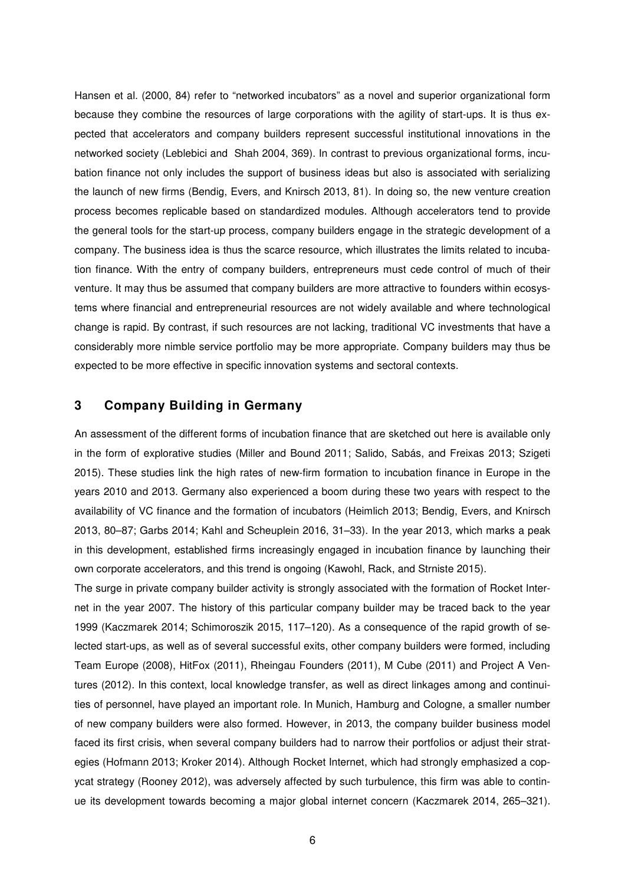Hansen et al. (2000, 84) refer to "networked incubators" as a novel and superior organizational form because they combine the resources of large corporations with the agility of start-ups. It is thus expected that accelerators and company builders represent successful institutional innovations in the networked society (Leblebici and Shah 2004, 369). In contrast to previous organizational forms, incubation finance not only includes the support of business ideas but also is associated with serializing the launch of new firms (Bendig, Evers, and Knirsch 2013, 81). In doing so, the new venture creation process becomes replicable based on standardized modules. Although accelerators tend to provide the general tools for the start-up process, company builders engage in the strategic development of a company. The business idea is thus the scarce resource, which illustrates the limits related to incubation finance. With the entry of company builders, entrepreneurs must cede control of much of their venture. It may thus be assumed that company builders are more attractive to founders within ecosystems where financial and entrepreneurial resources are not widely available and where technological change is rapid. By contrast, if such resources are not lacking, traditional VC investments that have a considerably more nimble service portfolio may be more appropriate. Company builders may thus be expected to be more effective in specific innovation systems and sectoral contexts.

## 3 Company Building in Germany

An assessment of the different forms of incubation finance that are sketched out here is available only in the form of explorative studies (Miller and Bound 2011; Salido, Sabás, and Freixas 2013; Szigeti 2015). These studies link the high rates of new-firm formation to incubation finance in Europe in the years 2010 and 2013. Germany also experienced a boom during these two years with respect to the availability of VC finance and the formation of incubators (Heimlich 2013; Bendig, Evers, and Knirsch 2013, 80–87; Garbs 2014; Kahl and Scheuplein 2016, 31–33). In the year 2013, which marks a peak in this development, established firms increasingly engaged in incubation finance by launching their own corporate accelerators, and this trend is ongoing (Kawohl, Rack, and Strniste 2015).

The surge in private company builder activity is strongly associated with the formation of Rocket Internet in the year 2007. The history of this particular company builder may be traced back to the year 1999 (Kaczmarek 2014; Schimoroszik 2015, 117–120). As a consequence of the rapid growth of selected start-ups, as well as of several successful exits, other company builders were formed, including Team Europe (2008), HitFox (2011), Rheingau Founders (2011), M Cube (2011) and Project A Ventures (2012). In this context, local knowledge transfer, as well as direct linkages among and continuities of personnel, have played an important role. In Munich, Hamburg and Cologne, a smaller number of new company builders were also formed. However, in 2013, the company builder business model faced its first crisis, when several company builders had to narrow their portfolios or adjust their strategies (Hofmann 2013; Kroker 2014). Although Rocket Internet, which had strongly emphasized a copycat strategy (Rooney 2012), was adversely affected by such turbulence, this firm was able to continue its development towards becoming a major global internet concern (Kaczmarek 2014, 265–321).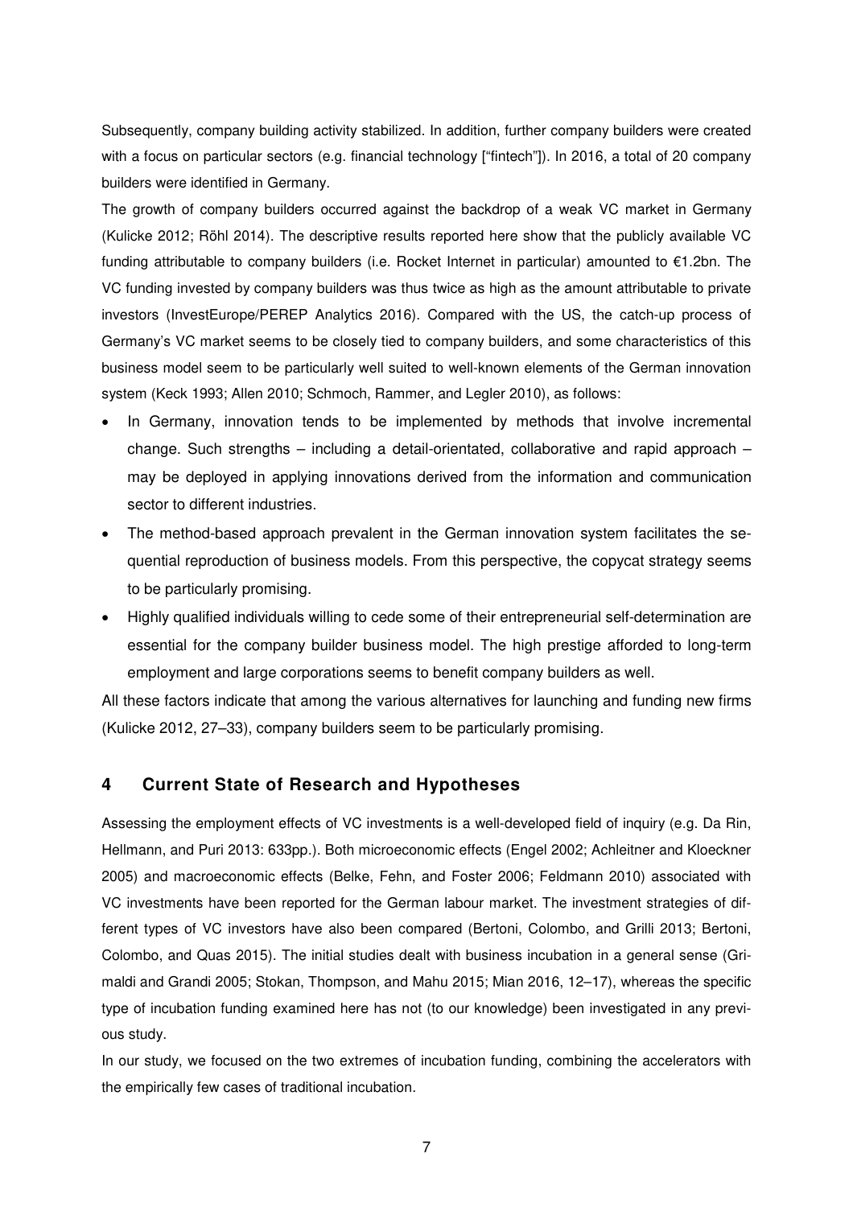Subsequently, company building activity stabilized. In addition, further company builders were created with a focus on particular sectors (e.g. financial technology ["fintech"]). In 2016, a total of 20 company builders were identified in Germany.

The growth of company builders occurred against the backdrop of a weak VC market in Germany (Kulicke 2012; Röhl 2014). The descriptive results reported here show that the publicly available VC funding attributable to company builders (i.e. Rocket Internet in particular) amounted to €1.2bn. The VC funding invested by company builders was thus twice as high as the amount attributable to private investors (InvestEurope/PEREP Analytics 2016). Compared with the US, the catch-up process of Germany's VC market seems to be closely tied to company builders, and some characteristics of this business model seem to be particularly well suited to well-known elements of the German innovation system (Keck 1993; Allen 2010; Schmoch, Rammer, and Legler 2010), as follows:

- In Germany, innovation tends to be implemented by methods that involve incremental change. Such strengths – including a detail-orientated, collaborative and rapid approach – may be deployed in applying innovations derived from the information and communication sector to different industries.
- The method-based approach prevalent in the German innovation system facilitates the sequential reproduction of business models. From this perspective, the copycat strategy seems to be particularly promising.
- Highly qualified individuals willing to cede some of their entrepreneurial self-determination are essential for the company builder business model. The high prestige afforded to long-term employment and large corporations seems to benefit company builders as well.

All these factors indicate that among the various alternatives for launching and funding new firms (Kulicke 2012, 27–33), company builders seem to be particularly promising.

## 4 Current State of Research and Hypotheses

Assessing the employment effects of VC investments is a well-developed field of inquiry (e.g. Da Rin, Hellmann, and Puri 2013: 633pp.). Both microeconomic effects (Engel 2002; Achleitner and Kloeckner 2005) and macroeconomic effects (Belke, Fehn, and Foster 2006; Feldmann 2010) associated with VC investments have been reported for the German labour market. The investment strategies of different types of VC investors have also been compared (Bertoni, Colombo, and Grilli 2013; Bertoni, Colombo, and Quas 2015). The initial studies dealt with business incubation in a general sense (Grimaldi and Grandi 2005; Stokan, Thompson, and Mahu 2015; Mian 2016, 12–17), whereas the specific type of incubation funding examined here has not (to our knowledge) been investigated in any previous study.

In our study, we focused on the two extremes of incubation funding, combining the accelerators with the empirically few cases of traditional incubation.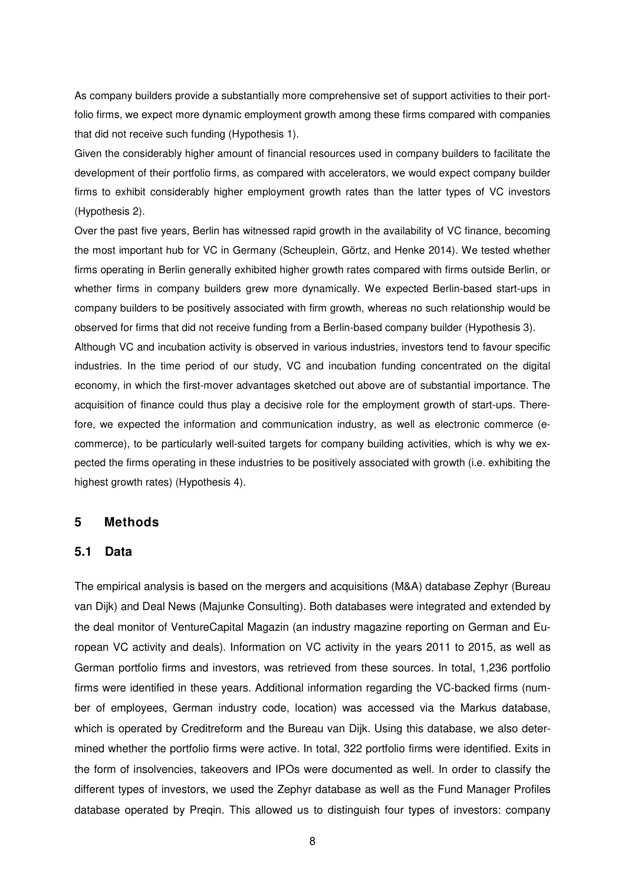As company builders provide a substantially more comprehensive set of support activities to their portfolio firms, we expect more dynamic employment growth among these firms compared with companies that did not receive such funding (Hypothesis 1).

Given the considerably higher amount of financial resources used in company builders to facilitate the development of their portfolio firms, as compared with accelerators, we would expect company builder firms to exhibit considerably higher employment growth rates than the latter types of VC investors (Hypothesis 2).

Over the past five years, Berlin has witnessed rapid growth in the availability of VC finance, becoming the most important hub for VC in Germany (Scheuplein, Görtz, and Henke 2014). We tested whether firms operating in Berlin generally exhibited higher growth rates compared with firms outside Berlin, or whether firms in company builders grew more dynamically. We expected Berlin-based start-ups in company builders to be positively associated with firm growth, whereas no such relationship would be observed for firms that did not receive funding from a Berlin-based company builder (Hypothesis 3).

Although VC and incubation activity is observed in various industries, investors tend to favour specific industries. In the time period of our study, VC and incubation funding concentrated on the digital economy, in which the first-mover advantages sketched out above are of substantial importance. The acquisition of finance could thus play a decisive role for the employment growth of start-ups. Therefore, we expected the information and communication industry, as well as electronic commerce (e-commerce), to be particularly well-suited targets for company building activities, which is why we expected the firms operating in these industries to be positively associated with growth (i.e. exhibiting the highest growth rates) (Hypothesis 4).

## 5 Methods

### 5.1 Data

The empirical analysis is based on the mergers and acquisitions (M&A) database Zephyr (Bureau van Dijk) and Deal News (Majunke Consulting). Both databases were integrated and extended by the deal monitor of VentureCapital Magazin (an industry magazine reporting on German and European VC activity and deals). Information on VC activity in the years 2011 to 2015, as well as German portfolio firms and investors, was retrieved from these sources. In total, 1,236 portfolio firms were identified in these years. Additional information regarding the VC-backed firms (number of employees, German industry code, location) was accessed via the Markus database, which is operated by Creditreform and the Bureau van Dijk. Using this database, we also determined whether the portfolio firms were active. In total, 322 portfolio firms were identified. Exits in the form of insolvencies, takeovers and IPOs were documented as well. In order to classify the different types of investors, we used the Zephyr database as well as the Fund Manager Profiles database operated by Preqin. This allowed us to distinguish four types of investors: company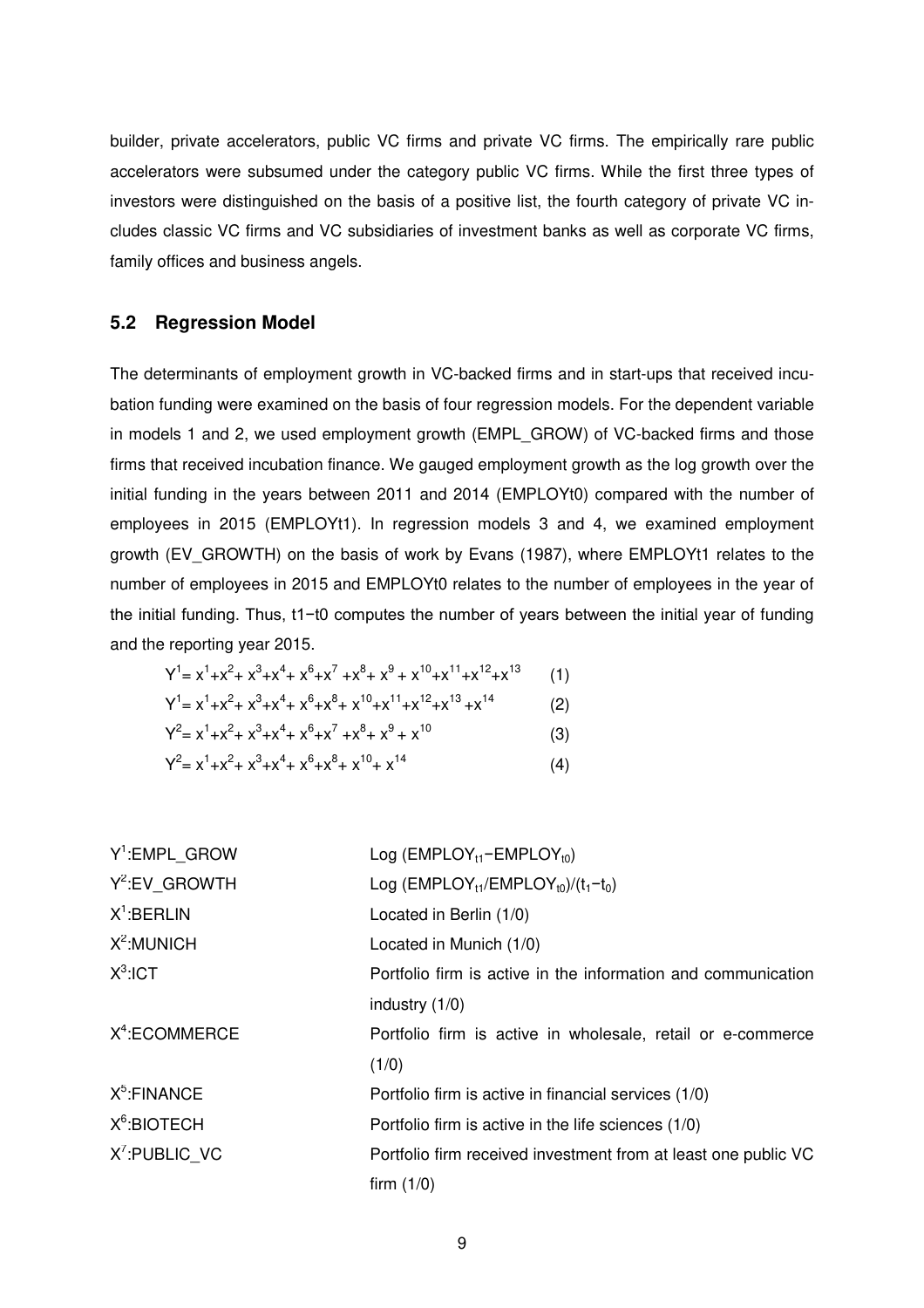builder, private accelerators, public VC firms and private VC firms. The empirically rare public accelerators were subsumed under the category public VC firms. While the first three types of investors were distinguished on the basis of a positive list, the fourth category of private VC includes classic VC firms and VC subsidiaries of investment banks as well as corporate VC firms, family offices and business angels.

## 5.2 Regression Model

The determinants of employment growth in VC-backed firms and in start-ups that received incubation funding were examined on the basis of four regression models. For the dependent variable in models 1 and 2, we used employment growth (EMPL_GROW) of VC-backed firms and those firms that received incubation finance. We gauged employment growth as the log growth over the initial funding in the years between 2011 and 2014 (EMPLOYt0) compared with the number of employees in 2015 (EMPLOYt1). In regression models 3 and 4, we examined employment growth (EV_GROWTH) on the basis of work by Evans (1987), where EMPLOYt1 relates to the number of employees in 2015 and EMPLOYt0 relates to the number of employees in the year of the initial funding. Thus, t1−t0 computes the number of years between the initial year of funding and the reporting year 2015.

$$Y^1 = x^1 + x^2 + x^3 + x^4 + x^6 + x^7 + x^8 + x^9 + x^{10} + x^{11} + x^{12} + x^{13} \quad (1)$$

$$Y^1 = x^1 + x^2 + x^3 + x^4 + x^6 + x^8 + x^{10} + x^{11} + x^{12} + x^{13} + x^{14} \quad (2)$$

$$Y^2 = x^1 + x^2 + x^3 + x^4 + x^6 + x^7 + x^8 + x^9 + x^{10} \quad (3)$$

$$Y^2 = x^1 + x^2 + x^3 + x^4 + x^6 + x^8 + x^{10} + x^{14} \quad (4)$$

| | |
|---|---|
| $Y^1$:EMPL_GROW | Log ($EMPLOY_{t1}-EMPLOY_{t0}$) |
| $Y^2$:EV_GROWTH | Log ($EMPLOY_{t1}/EMPLOY_{t0})/(t_1-t_0)$ |
| $X^1$:BERLIN | Located in Berlin (1/0) |
| $X^2$:MUNICH | Located in Munich (1/0) |
| $X^3$:ICT | Portfolio firm is active in the information and communication industry (1/0) |
| $X^4$:ECOMMERCE | Portfolio firm is active in wholesale, retail or e-commerce (1/0) |
| $X^5$:FINANCE | Portfolio firm is active in financial services (1/0) |
| $X^6$:BIOTECH | Portfolio firm is active in the life sciences (1/0) |
| $X^7$:PUBLIC_VC | Portfolio firm received investment from at least one public VC firm (1/0) |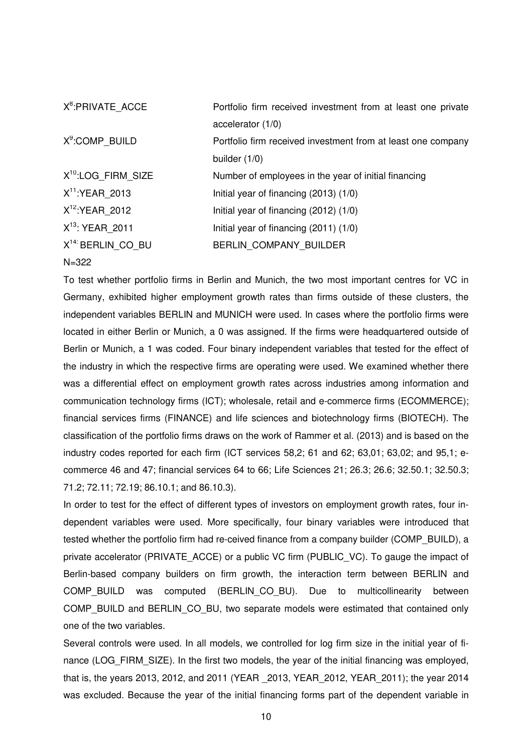| | |
|---|---|
| $X^8$:PRIVATE_ACCE | Portfolio firm received investment from at least one private accelerator (1/0) |
| $X^9$:COMP_BUILD | Portfolio firm received investment from at least one company builder (1/0) |
| $X^{10}$:LOG_FIRM_SIZE | Number of employees in the year of initial financing |
| $X^{11}$:YEAR_2013 | Initial year of financing (2013) (1/0) |
| $X^{12}$:YEAR_2012 | Initial year of financing (2012) (1/0) |
| $X^{13}$: YEAR_2011 | Initial year of financing (2011) (1/0) |
| $X^{14}$: BERLIN_CO_BU | BERLIN_COMPANY_BUILDER |

N=322

To test whether portfolio firms in Berlin and Munich, the two most important centres for VC in Germany, exhibited higher employment growth rates than firms outside of these clusters, the independent variables BERLIN and MUNICH were used. In cases where the portfolio firms were located in either Berlin or Munich, a 0 was assigned. If the firms were headquartered outside of Berlin or Munich, a 1 was coded. Four binary independent variables that tested for the effect of the industry in which the respective firms are operating were used. We examined whether there was a differential effect on employment growth rates across industries among information and communication technology firms (ICT); wholesale, retail and e-commerce firms (ECOMMERCE); financial services firms (FINANCE) and life sciences and biotechnology firms (BIOTECH). The classification of the portfolio firms draws on the work of Rammer et al. (2013) and is based on the industry codes reported for each firm (ICT services 58,2; 61 and 62; 63,01; 63,02; and 95,1; e-commerce 46 and 47; financial services 64 to 66; Life Sciences 21; 26.3; 26.6; 32.50.1; 32.50.3; 71.2; 72.11; 72.19; 86.10.1; and 86.10.3).

In order to test for the effect of different types of investors on employment growth rates, four independent variables were used. More specifically, four binary variables were introduced that tested whether the portfolio firm had re-ceived finance from a company builder (COMP_BUILD), a private accelerator (PRIVATE_ACCE) or a public VC firm (PUBLIC_VC). To gauge the impact of Berlin-based company builders on firm growth, the interaction term between BERLIN and COMP_BUILD was computed (BERLIN_CO_BU). Due to multicollinearity between COMP_BUILD and BERLIN_CO_BU, two separate models were estimated that contained only one of the two variables.

Several controls were used. In all models, we controlled for log firm size in the initial year of finance (LOG_FIRM_SIZE). In the first two models, the year of the initial financing was employed, that is, the years 2013, 2012, and 2011 (YEAR _2013, YEAR_2012, YEAR_2011); the year 2014 was excluded. Because the year of the initial financing forms part of the dependent variable in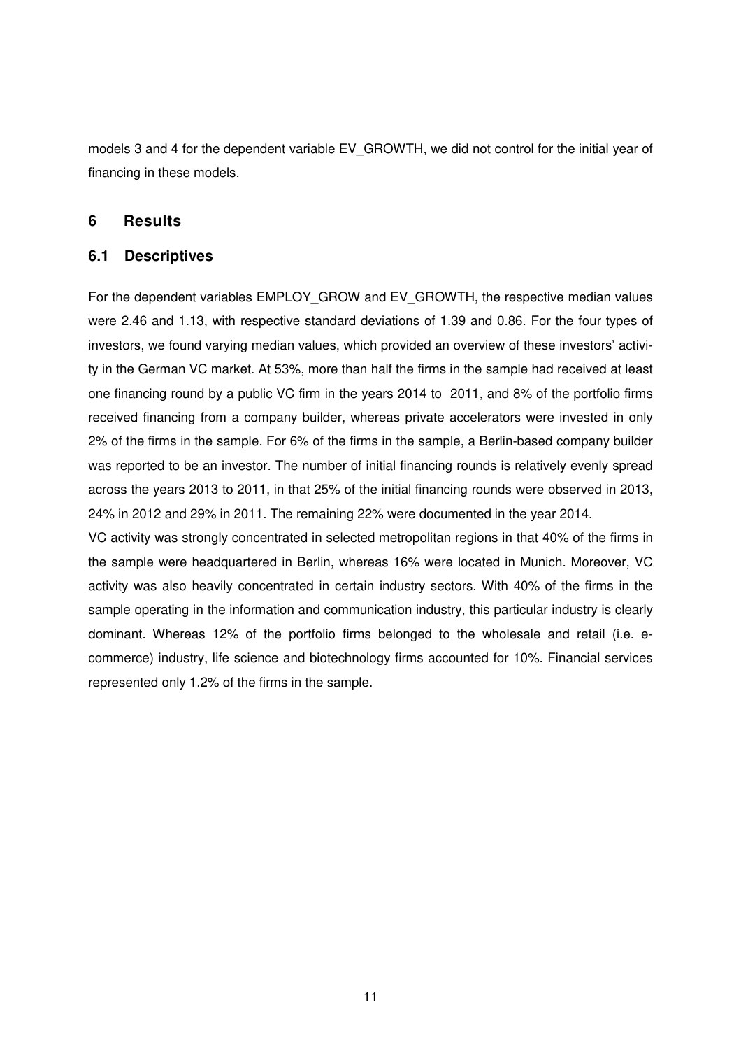models 3 and 4 for the dependent variable EV_GROWTH, we did not control for the initial year of financing in these models.

# 6 Results

## 6.1 Descriptives

For the dependent variables EMPLOY_GROW and EV_GROWTH, the respective median values were 2.46 and 1.13, with respective standard deviations of 1.39 and 0.86. For the four types of investors, we found varying median values, which provided an overview of these investors' activity in the German VC market. At 53%, more than half the firms in the sample had received at least one financing round by a public VC firm in the years 2014 to 2011, and 8% of the portfolio firms received financing from a company builder, whereas private accelerators were invested in only 2% of the firms in the sample. For 6% of the firms in the sample, a Berlin-based company builder was reported to be an investor. The number of initial financing rounds is relatively evenly spread across the years 2013 to 2011, in that 25% of the initial financing rounds were observed in 2013, 24% in 2012 and 29% in 2011. The remaining 22% were documented in the year 2014.

VC activity was strongly concentrated in selected metropolitan regions in that 40% of the firms in the sample were headquartered in Berlin, whereas 16% were located in Munich. Moreover, VC activity was also heavily concentrated in certain industry sectors. With 40% of the firms in the sample operating in the information and communication industry, this particular industry is clearly dominant. Whereas 12% of the portfolio firms belonged to the wholesale and retail (i.e. e-commerce) industry, life science and biotechnology firms accounted for 10%. Financial services represented only 1.2% of the firms in the sample.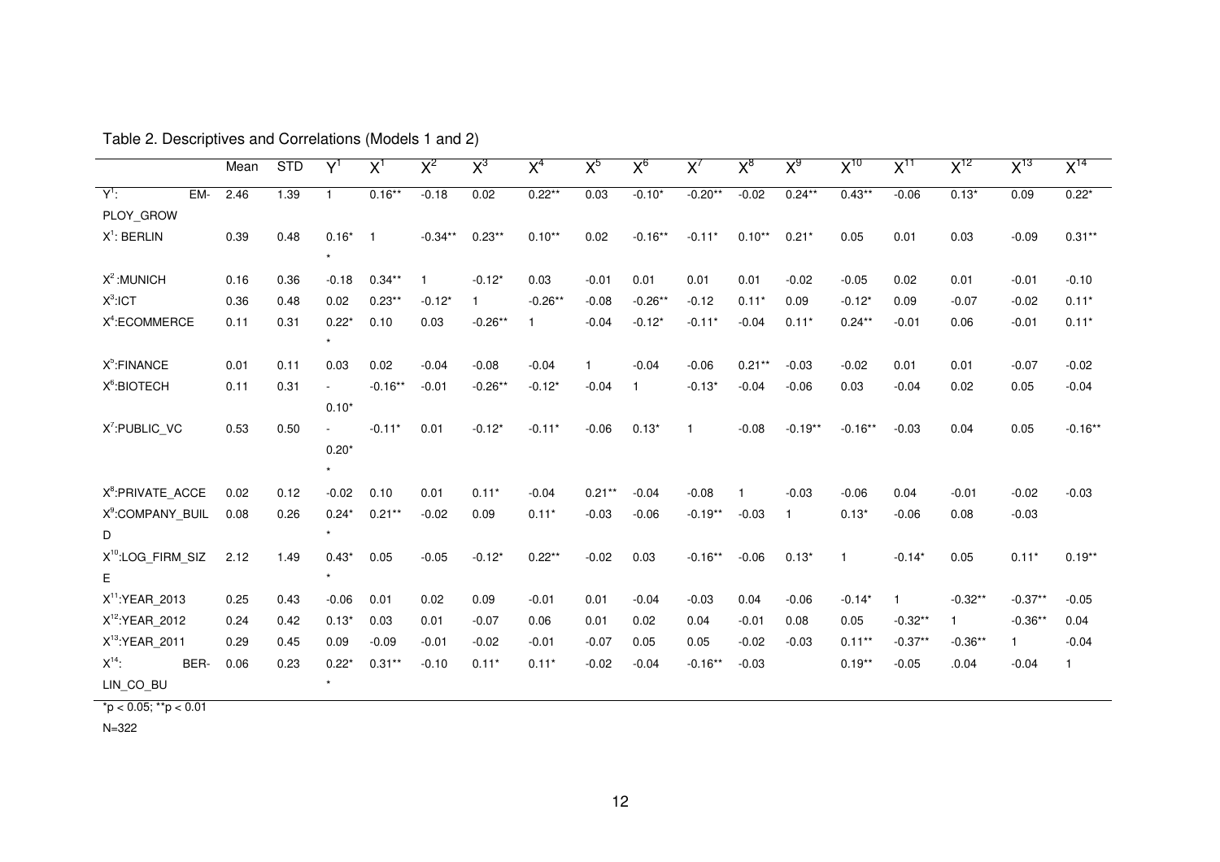Table 2. Descriptives and Correlations (Models 1 and 2)

| | Mean | STD | $Y^1$ | $X^1$ | $X^2$ | $X^3$ | $X^4$ | $X^5$ | $X^6$ | $X^7$ | $X^8$ | $X^9$ | $X^{10}$ | $X^{11}$ | $X^{12}$ | $X^{13}$ | $X^{14}$ |
|---|---|---|---|---|---|---|---|---|---|---|---|---|---|---|---|---|---|
| $Y^1$: EMPLOY_GROW | 2.46 | 1.39 | 1 | 0.16** | -0.18 | 0.02 | 0.22** | 0.03 | -0.10* | -0.20** | -0.02 | 0.24** | 0.43** | -0.06 | 0.13* | 0.09 | 0.22* |
| $X^1$: BERLIN | 0.39 | 0.48 | 0.16** | 1 | -0.34** | 0.23** | 0.10** | 0.02 | -0.16** | -0.11* | 0.10** | 0.21* | 0.05 | 0.01 | 0.03 | -0.09 | 0.31** |
| $X^2$ :MUNICH | 0.16 | 0.36 | -0.18 | 0.34** | 1 | -0.12* | 0.03 | -0.01 | 0.01 | 0.01 | 0.01 | -0.02 | -0.05 | 0.02 | 0.01 | -0.01 | -0.10 |
| $X^3$:ICT | 0.36 | 0.48 | 0.02 | 0.23** | -0.12* | 1 | -0.26** | -0.08 | -0.26** | -0.12 | 0.11* | 0.09 | -0.12* | 0.09 | -0.07 | -0.02 | 0.11* |
| $X^4$:ECOMMERCE | 0.11 | 0.31 | 0.22** | 0.10 | 0.03 | -0.26** | 1 | -0.04 | -0.12* | -0.11* | -0.04 | 0.11* | 0.24** | -0.01 | 0.06 | -0.01 | 0.11* |
| $X^5$:FINANCE | 0.01 | 0.11 | 0.03 | 0.02 | -0.04 | -0.08 | -0.04 | 1 | -0.04 | -0.06 | 0.21** | -0.03 | -0.02 | 0.01 | 0.01 | -0.07 | -0.02 |
| $X^6$:BIOTECH | 0.11 | 0.31 | -0.10* | -0.16** | -0.01 | -0.26** | -0.12* | -0.04 | 1 | -0.13* | -0.04 | -0.06 | 0.03 | -0.04 | 0.02 | 0.05 | -0.04 |
| $X^7$:PUBLIC_VC | 0.53 | 0.50 | -0.20** | -0.11* | 0.01 | -0.12* | -0.11* | -0.06 | 0.13* | 1 | -0.08 | -0.19** | -0.16** | -0.03 | 0.04 | 0.05 | -0.16** |
| $X^8$:PRIVATE_ACCE | 0.02 | 0.12 | -0.02 | 0.10 | 0.01 | 0.11* | -0.04 | 0.21** | -0.04 | -0.08 | 1 | -0.03 | -0.06 | 0.04 | -0.01 | -0.02 | -0.03 |
| $X^9$:COMPANY_BUILD | 0.08 | 0.26 | 0.24** | 0.21** | -0.02 | 0.09 | 0.11* | -0.03 | -0.06 | -0.19** | -0.03 | 1 | 0.13* | -0.06 | 0.08 | -0.03 | |
| $X^{10}$:LOG_FIRM_SIZE | 2.12 | 1.49 | 0.43** | 0.05 | -0.05 | -0.12* | 0.22** | -0.02 | 0.03 | -0.16** | -0.06 | 0.13* | 1 | -0.14* | 0.05 | 0.11* | 0.19** |
| $X^{11}$:YEAR_2013 | 0.25 | 0.43 | -0.06 | 0.01 | 0.02 | 0.09 | -0.01 | 0.01 | -0.04 | -0.03 | 0.04 | -0.06 | -0.14* | 1 | -0.32** | -0.37** | -0.05 |
| $X^{12}$:YEAR_2012 | 0.24 | 0.42 | 0.13* | 0.03 | 0.01 | -0.07 | 0.06 | 0.01 | 0.02 | 0.04 | -0.01 | 0.08 | 0.05 | -0.32** | 1 | -0.36** | 0.04 |
| $X^{13}$:YEAR_2011 | 0.29 | 0.45 | 0.09 | -0.09 | -0.01 | -0.02 | -0.01 | -0.07 | 0.05 | 0.05 | -0.02 | -0.03 | 0.11** | -0.37** | -0.36** | 1 | -0.04 |
| $X^{14}$: BERLIN_CO_BU | 0.06 | 0.23 | 0.22** | 0.31** | -0.10 | 0.11* | 0.11* | -0.02 | -0.04 | -0.16** | -0.03 | | 0.19** | -0.05 | .04 | -0.04 | 1 |

*p < 0.05; **p < 0.01

N=322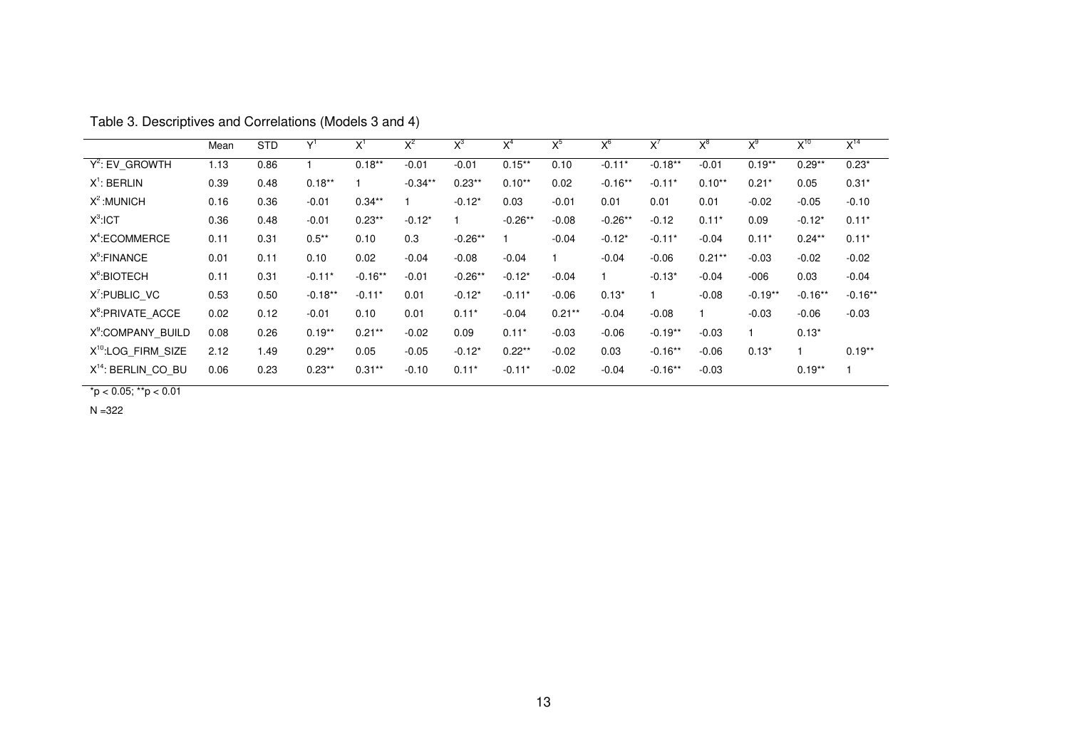Table 3. Descriptives and Correlations (Models 3 and 4)

| | Mean | STD | $Y^1$ | $X^1$ | $X^2$ | $X^3$ | $X^4$ | $X^5$ | $X^6$ | $X^7$ | $X^8$ | $X^9$ | $X^{10}$ | $X^{14}$ |
|---|---|---|---|---|---|---|---|---|---|---|---|---|---|---|
| $Y^2$: EV_GROWTH | 1.13 | 0.86 | 1 | 0.18** | -0.01 | -0.01 | 0.15** | 0.10 | -0.11* | -0.18** | -0.01 | 0.19** | 0.29** | 0.23* |
| $X^1$: BERLIN | 0.39 | 0.48 | 0.18** | 1 | -0.34** | 0.23** | 0.10** | 0.02 | -0.16** | -0.11* | 0.10** | 0.21* | 0.05 | 0.31* |
| $X^2$ :MUNICH | 0.16 | 0.36 | -0.01 | 0.34** | 1 | -0.12* | 0.03 | -0.01 | 0.01 | 0.01 | 0.01 | -0.02 | -0.05 | -0.10 |
| $X^3$:ICT | 0.36 | 0.48 | -0.01 | 0.23** | -0.12* | 1 | -0.26** | -0.08 | -0.26** | -0.12 | 0.11* | 0.09 | -0.12* | 0.11* |
| $X^4$:ECOMMERCE | 0.11 | 0.31 | 0.5** | 0.10 | 0.3 | -0.26** | 1 | -0.04 | -0.12* | -0.11* | -0.04 | 0.11* | 0.24** | 0.11* |
| $X^5$:FINANCE | 0.01 | 0.11 | 0.10 | 0.02 | -0.04 | -0.08 | -0.04 | 1 | -0.04 | -0.06 | 0.21** | -0.03 | -0.02 | -0.02 |
| $X^6$:BIOTECH | 0.11 | 0.31 | -0.11* | -0.16** | -0.01 | -0.26** | -0.12* | -0.04 | 1 | -0.13* | -0.04 | -006 | 0.03 | -0.04 |
| $X^7$:PUBLIC_VC | 0.53 | 0.50 | -0.18** | -0.11* | 0.01 | -0.12* | -0.11* | -0.06 | 0.13* | 1 | -0.08 | -0.19** | -0.16** | -0.16** |
| $X^8$:PRIVATE_ACCE | 0.02 | 0.12 | -0.01 | 0.10 | 0.01 | 0.11* | -0.04 | 0.21** | -0.04 | -0.08 | 1 | -0.03 | -0.06 | -0.03 |
| $X^9$:COMPANY_BUILD | 0.08 | 0.26 | 0.19** | 0.21** | -0.02 | 0.09 | 0.11* | -0.03 | -0.06 | -0.19** | -0.03 | 1 | 0.13* | |
| $X^{10}$:LOG_FIRM_SIZE | 2.12 | 1.49 | 0.29** | 0.05 | -0.05 | -0.12* | 0.22** | -0.02 | 0.03 | -0.16** | -0.06 | 0.13* | 1 | 0.19** |
| $X^{14}$: BERLIN_CO_BU | 0.06 | 0.23 | 0.23** | 0.31** | -0.10 | 0.11* | -0.11* | -0.02 | -0.04 | -0.16** | -0.03 | | 0.19** | 1 |

*p < 0.05; **p < 0.01

N =322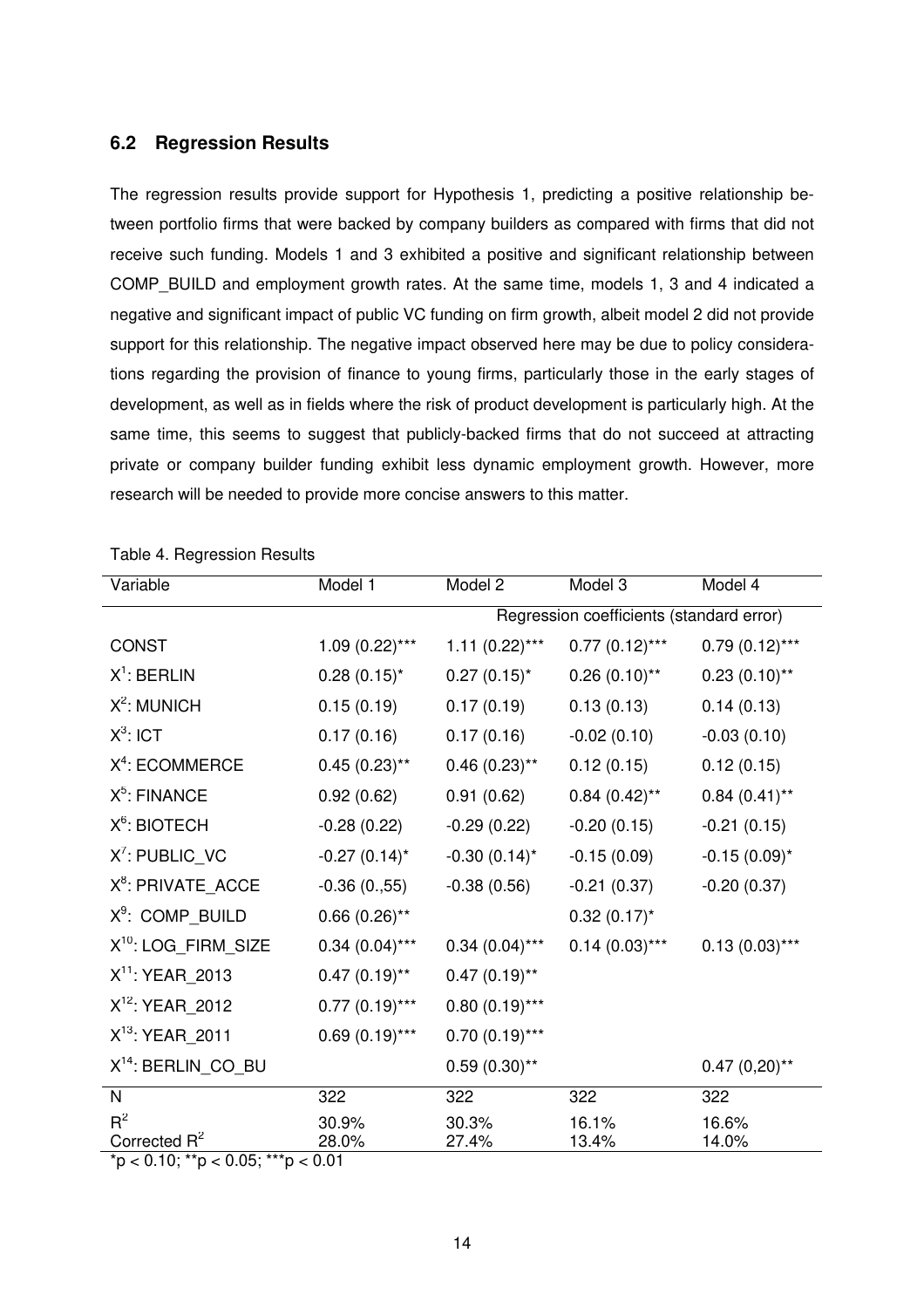### 6.2 Regression Results

The regression results provide support for Hypothesis 1, predicting a positive relationship between portfolio firms that were backed by company builders as compared with firms that did not receive such funding. Models 1 and 3 exhibited a positive and significant relationship between COMP_BUILD and employment growth rates. At the same time, models 1, 3 and 4 indicated a negative and significant impact of public VC funding on firm growth, albeit model 2 did not provide support for this relationship. The negative impact observed here may be due to policy considerations regarding the provision of finance to young firms, particularly those in the early stages of development, as well as in fields where the risk of product development is particularly high. At the same time, this seems to suggest that publicly-backed firms that do not succeed at attracting private or company builder funding exhibit less dynamic employment growth. However, more research will be needed to provide more concise answers to this matter.

Table 4. Regression Results

| Variable | Model 1 | Model 2 | Model 3 | Model 4 |
|---|---|---|---|---|
| | Regression coefficients (standard error) | | | |
| CONST | 1.09 (0.22)*** | 1.11 (0.22)*** | 0.77 (0.12)*** | 0.79 (0.12)*** |
| $X^1$: BERLIN | 0.28 (0.15)* | 0.27 (0.15)* | 0.26 (0.10)** | 0.23 (0.10)** |
| $X^2$: MUNICH | 0.15 (0.19) | 0.17 (0.19) | 0.13 (0.13) | 0.14 (0.13) |
| $X^3$: ICT | 0.17 (0.16) | 0.17 (0.16) | -0.02 (0.10) | -0.03 (0.10) |
| $X^4$: ECOMMERCE | 0.45 (0.23)** | 0.46 (0.23)** | 0.12 (0.15) | 0.12 (0.15) |
| $X^5$: FINANCE | 0.92 (0.62) | 0.91 (0.62) | 0.84 (0.42)** | 0.84 (0.41)** |
| $X^6$: BIOTECH | -0.28 (0.22) | -0.29 (0.22) | -0.20 (0.15) | -0.21 (0.15) |
| $X^7$: PUBLIC_VC | -0.27 (0.14)* | -0.30 (0.14)* | -0.15 (0.09) | -0.15 (0.09)* |
| $X^8$: PRIVATE_ACCE | -0.36 (0.,55) | -0.38 (0.56) | -0.21 (0.37) | -0.20 (0.37) |
| $X^9$: COMP_BUILD | 0.66 (0.26)** | | 0.32 (0.17)* | |
| $X^{10}$: LOG_FIRM_SIZE | 0.34 (0.04)*** | 0.34 (0.04)*** | 0.14 (0.03)*** | 0.13 (0.03)*** |
| $X^{11}$: YEAR_2013 | 0.47 (0.19)** | 0.47 (0.19)** | | |
| $X^{12}$: YEAR_2012 | 0.77 (0.19)*** | 0.80 (0.19)*** | | |
| $X^{13}$: YEAR_2011 | 0.69 (0.19)*** | 0.70 (0.19)*** | | |
| $X^{14}$: BERLIN_CO_BU | | 0.59 (0.30)** | | 0.47 (0,20)** |
| N | 322 | 322 | 322 | 322 |
| $R^2$ | 30.9% | 30.3% | 16.1% | 16.6% |
| Corrected $R^2$ | 28.0% | 27.4% | 13.4% | 14.0% |

*p < 0.10; **p < 0.05; ***p < 0.01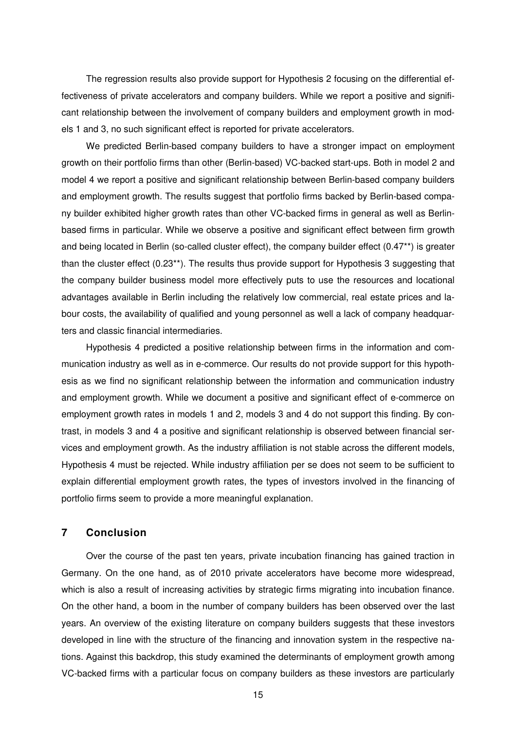The regression results also provide support for Hypothesis 2 focusing on the differential effectiveness of private accelerators and company builders. While we report a positive and significant relationship between the involvement of company builders and employment growth in models 1 and 3, no such significant effect is reported for private accelerators.

We predicted Berlin-based company builders to have a stronger impact on employment growth on their portfolio firms than other (Berlin-based) VC-backed start-ups. Both in model 2 and model 4 we report a positive and significant relationship between Berlin-based company builders and employment growth. The results suggest that portfolio firms backed by Berlin-based company builder exhibited higher growth rates than other VC-backed firms in general as well as Berlin-based firms in particular. While we observe a positive and significant effect between firm growth and being located in Berlin (so-called cluster effect), the company builder effect (0.47**) is greater than the cluster effect (0.23**). The results thus provide support for Hypothesis 3 suggesting that the company builder business model more effectively puts to use the resources and locational advantages available in Berlin including the relatively low commercial, real estate prices and labour costs, the availability of qualified and young personnel as well a lack of company headquarters and classic financial intermediaries.

Hypothesis 4 predicted a positive relationship between firms in the information and communication industry as well as in e-commerce. Our results do not provide support for this hypothesis as we find no significant relationship between the information and communication industry and employment growth. While we document a positive and significant effect of e-commerce on employment growth rates in models 1 and 2, models 3 and 4 do not support this finding. By contrast, in models 3 and 4 a positive and significant relationship is observed between financial services and employment growth. As the industry affiliation is not stable across the different models, Hypothesis 4 must be rejected. While industry affiliation per se does not seem to be sufficient to explain differential employment growth rates, the types of investors involved in the financing of portfolio firms seem to provide a more meaningful explanation.

## 7 Conclusion

Over the course of the past ten years, private incubation financing has gained traction in Germany. On the one hand, as of 2010 private accelerators have become more widespread, which is also a result of increasing activities by strategic firms migrating into incubation finance. On the other hand, a boom in the number of company builders has been observed over the last years. An overview of the existing literature on company builders suggests that these investors developed in line with the structure of the financing and innovation system in the respective nations. Against this backdrop, this study examined the determinants of employment growth among VC-backed firms with a particular focus on company builders as these investors are particularly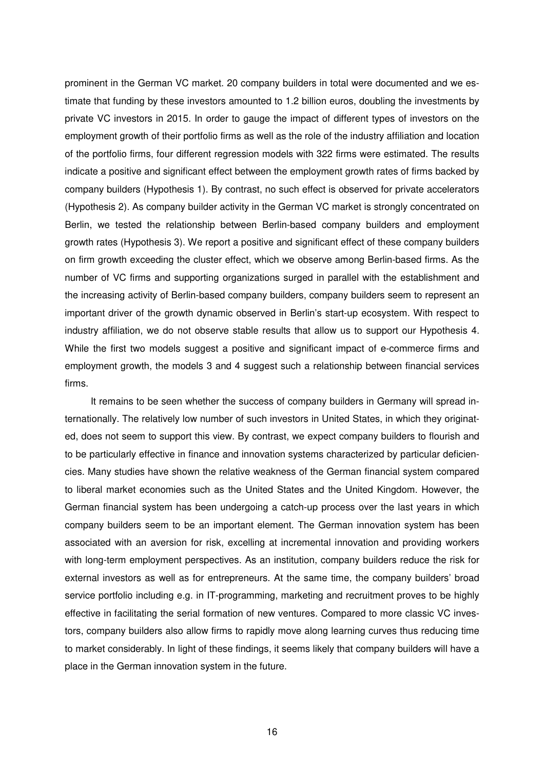prominent in the German VC market. 20 company builders in total were documented and we estimate that funding by these investors amounted to 1.2 billion euros, doubling the investments by private VC investors in 2015. In order to gauge the impact of different types of investors on the employment growth of their portfolio firms as well as the role of the industry affiliation and location of the portfolio firms, four different regression models with 322 firms were estimated. The results indicate a positive and significant effect between the employment growth rates of firms backed by company builders (Hypothesis 1). By contrast, no such effect is observed for private accelerators (Hypothesis 2). As company builder activity in the German VC market is strongly concentrated on Berlin, we tested the relationship between Berlin-based company builders and employment growth rates (Hypothesis 3). We report a positive and significant effect of these company builders on firm growth exceeding the cluster effect, which we observe among Berlin-based firms. As the number of VC firms and supporting organizations surged in parallel with the establishment and the increasing activity of Berlin-based company builders, company builders seem to represent an important driver of the growth dynamic observed in Berlin's start-up ecosystem. With respect to industry affiliation, we do not observe stable results that allow us to support our Hypothesis 4. While the first two models suggest a positive and significant impact of e-commerce firms and employment growth, the models 3 and 4 suggest such a relationship between financial services firms.

It remains to be seen whether the success of company builders in Germany will spread internationally. The relatively low number of such investors in United States, in which they originated, does not seem to support this view. By contrast, we expect company builders to flourish and to be particularly effective in finance and innovation systems characterized by particular deficiencies. Many studies have shown the relative weakness of the German financial system compared to liberal market economies such as the United States and the United Kingdom. However, the German financial system has been undergoing a catch-up process over the last years in which company builders seem to be an important element. The German innovation system has been associated with an aversion for risk, excelling at incremental innovation and providing workers with long-term employment perspectives. As an institution, company builders reduce the risk for external investors as well as for entrepreneurs. At the same time, the company builders' broad service portfolio including e.g. in IT-programming, marketing and recruitment proves to be highly effective in facilitating the serial formation of new ventures. Compared to more classic VC investors, company builders also allow firms to rapidly move along learning curves thus reducing time to market considerably. In light of these findings, it seems likely that company builders will have a place in the German innovation system in the future.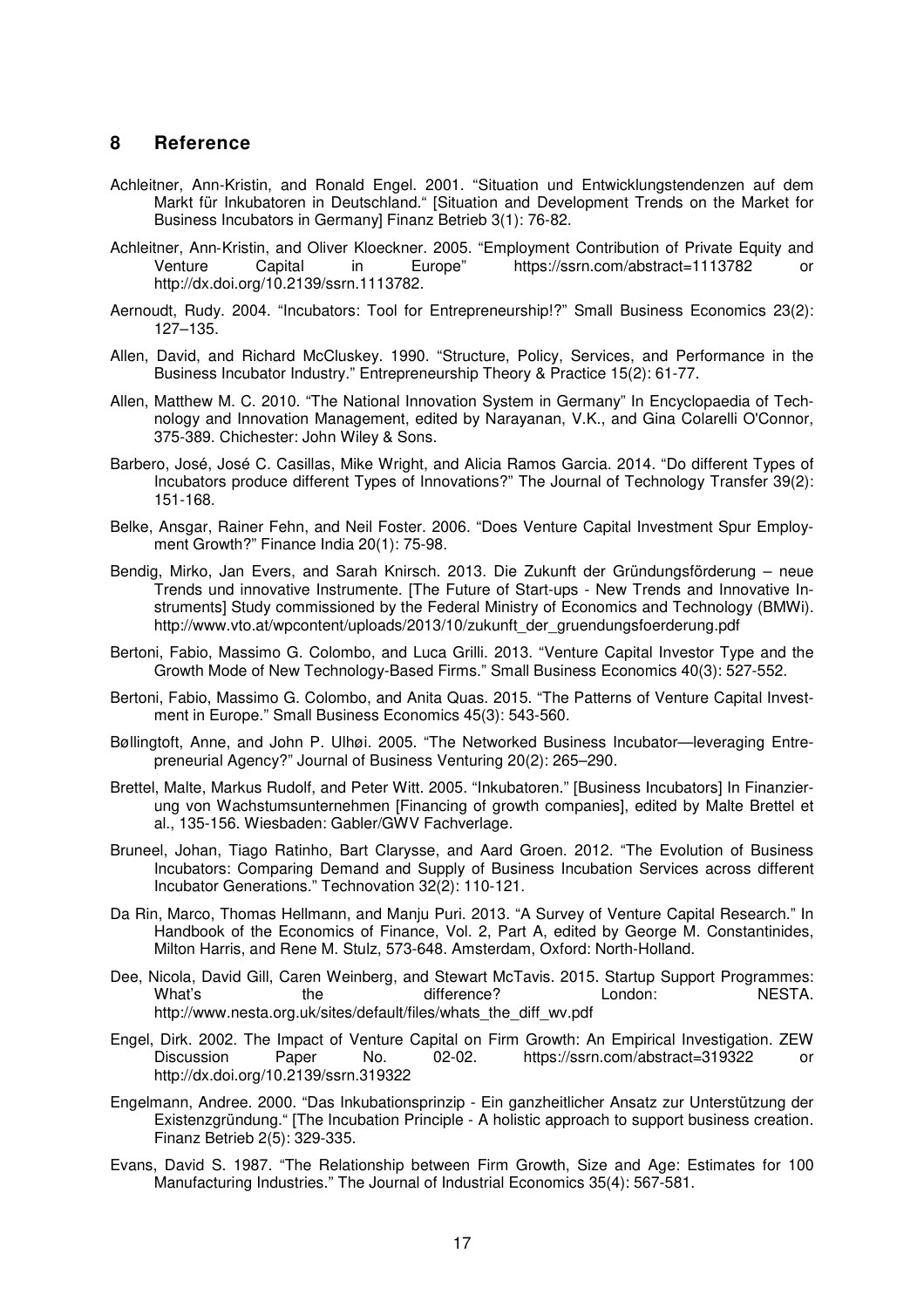## 8 Reference

Achleitner, Ann-Kristin, and Ronald Engel. 2001. "Situation und Entwicklungstendenzen auf dem Markt für Inkubatoren in Deutschland." [Situation and Development Trends on the Market for Business Incubators in Germany] Finanz Betrieb 3(1): 76-82.

Achleitner, Ann-Kristin, and Oliver Kloeckner. 2005. "Employment Contribution of Private Equity and Venture Capital in Europe" https://ssrn.com/abstract=1113782 or http://dx.doi.org/10.2139/ssrn.1113782.

Aernoudt, Rudy. 2004. "Incubators: Tool for Entrepreneurship!?" Small Business Economics 23(2): 127–135.

Allen, David, and Richard McCluskey. 1990. "Structure, Policy, Services, and Performance in the Business Incubator Industry." Entrepreneurship Theory & Practice 15(2): 61-77.

Allen, Matthew M. C. 2010. "The National Innovation System in Germany" In Encyclopaedia of Technology and Innovation Management, edited by Narayanan, V.K., and Gina Colarelli O'Connor, 375-389. Chichester: John Wiley & Sons.

Barbero, José, José C. Casillas, Mike Wright, and Alicia Ramos Garcia. 2014. "Do different Types of Incubators produce different Types of Innovations?" The Journal of Technology Transfer 39(2): 151-168.

Belke, Ansgar, Rainer Fehn, and Neil Foster. 2006. "Does Venture Capital Investment Spur Employment Growth?" Finance India 20(1): 75-98.

Bendig, Mirko, Jan Evers, and Sarah Knirsch. 2013. Die Zukunft der Gründungsförderung – neue Trends und innovative Instrumente. [The Future of Start-ups - New Trends and Innovative Instruments] Study commissioned by the Federal Ministry of Economics and Technology (BMWi). http://www.vto.at/wpcontent/uploads/2013/10/zukunft_der_gruendungsfoerderung.pdf

Bertoni, Fabio, Massimo G. Colombo, and Luca Grilli. 2013. "Venture Capital Investor Type and the Growth Mode of New Technology-Based Firms." Small Business Economics 40(3): 527-552.

Bertoni, Fabio, Massimo G. Colombo, and Anita Quas. 2015. "The Patterns of Venture Capital Investment in Europe." Small Business Economics 45(3): 543-560.

Bøllingtoft, Anne, and John P. Ulhøi. 2005. "The Networked Business Incubator—leveraging Entrepreneurial Agency?" Journal of Business Venturing 20(2): 265–290.

Brettel, Malte, Markus Rudolf, and Peter Witt. 2005. "Inkubatoren." [Business Incubators] In Finanzierung von Wachstumsunternehmen [Financing of growth companies], edited by Malte Brettel et al., 135-156. Wiesbaden: Gabler/GWV Fachverlage.

Bruneel, Johan, Tiago Ratinho, Bart Clarysse, and Aard Groen. 2012. "The Evolution of Business Incubators: Comparing Demand and Supply of Business Incubation Services across different Incubator Generations." Technovation 32(2): 110-121.

Da Rin, Marco, Thomas Hellmann, and Manju Puri. 2013. "A Survey of Venture Capital Research." In Handbook of the Economics of Finance, Vol. 2, Part A, edited by George M. Constantinides, Milton Harris, and Rene M. Stulz, 573-648. Amsterdam, Oxford: North-Holland.

Dee, Nicola, David Gill, Caren Weinberg, and Stewart McTavis. 2015. Startup Support Programmes: What's the difference? London: NESTA. http://www.nesta.org.uk/sites/default/files/whats_the_diff_wv.pdf

Engel, Dirk. 2002. The Impact of Venture Capital on Firm Growth: An Empirical Investigation. ZEW Discussion Paper No. 02-02. https://ssrn.com/abstract=319322 or http://dx.doi.org/10.2139/ssrn.319322

Engelmann, Andree. 2000. "Das Inkubationsprinzip - Ein ganzheitlicher Ansatz zur Unterstützung der Existenzgründung." [The Incubation Principle - A holistic approach to support business creation. Finanz Betrieb 2(5): 329-335.

Evans, David S. 1987. "The Relationship between Firm Growth, Size and Age: Estimates for 100 Manufacturing Industries." The Journal of Industrial Economics 35(4): 567-581.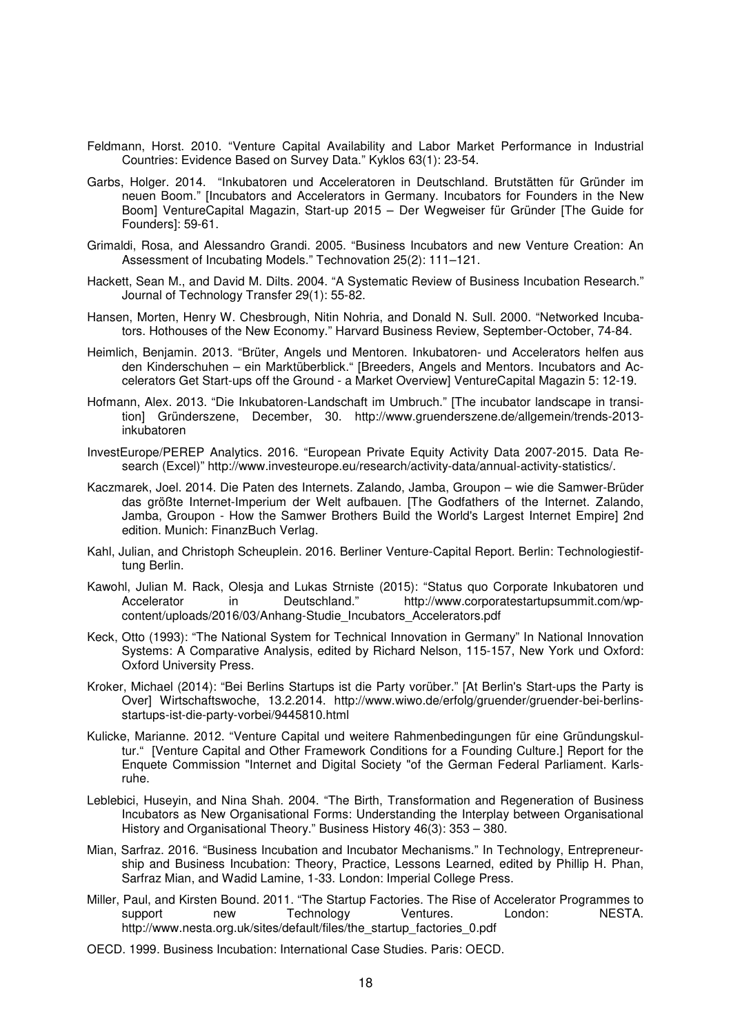Feldmann, Horst. 2010. “Venture Capital Availability and Labor Market Performance in Industrial Countries: Evidence Based on Survey Data.” Kyklos 63(1): 23-54.

Garbs, Holger. 2014. “Inkubatoren und Acceleratoren in Deutschland. Brutstätten für Gründer im neuen Boom.” [Incubators and Accelerators in Germany. Incubators for Founders in the New Boom] VentureCapital Magazin, Start-up 2015 – Der Wegweiser für Gründer [The Guide for Founders]: 59-61.

Grimaldi, Rosa, and Alessandro Grandi. 2005. “Business Incubators and new Venture Creation: An Assessment of Incubating Models.” Technovation 25(2): 111–121.

Hackett, Sean M., and David M. Dilts. 2004. “A Systematic Review of Business Incubation Research.” Journal of Technology Transfer 29(1): 55-82.

Hansen, Morten, Henry W. Chesbrough, Nitin Nohria, and Donald N. Sull. 2000. “Networked Incubators. Hothouses of the New Economy.” Harvard Business Review, September-October, 74-84.

Heimlich, Benjamin. 2013. “Brüter, Angels und Mentoren. Inkubatoren- und Accelerators helfen aus den Kinderschuhen – ein Marktüberblick.“ [Breeders, Angels and Mentors. Incubators and Accelerators Get Start-ups off the Ground - a Market Overview] VentureCapital Magazin 5: 12-19.

Hofmann, Alex. 2013. “Die Inkubatoren-Landschaft im Umbruch.” [The incubator landscape in transition] Gründerszene, December, 30. http://www.gruenderszene.de/allgemein/trends-2013-inkubatoren

InvestEurope/PEREP Analytics. 2016. “European Private Equity Activity Data 2007-2015. Data Research (Excel)” http://www.investeurope.eu/research/activity-data/annual-activity-statistics/.

Kaczmarek, Joel. 2014. Die Paten des Internets. Zalando, Jamba, Groupon – wie die Samwer-Brüder das größte Internet-Imperium der Welt aufbauen. [The Godfathers of the Internet. Zalando, Jamba, Groupon - How the Samwer Brothers Build the World's Largest Internet Empire] 2nd edition. Munich: FinanzBuch Verlag.

Kahl, Julian, and Christoph Scheuplein. 2016. Berliner Venture-Capital Report. Berlin: Technologiestiftung Berlin.

Kawohl, Julian M. Rack, Olesja and Lukas Strniste (2015): “Status quo Corporate Inkubatoren und Accelerator in Deutschland.” http://www.corporatestartupsummit.com/wp-content/uploads/2016/03/Anhang-Studie_Incubators_Accelerators.pdf

Keck, Otto (1993): “The National System for Technical Innovation in Germany” In National Innovation Systems: A Comparative Analysis, edited by Richard Nelson, 115-157, New York und Oxford: Oxford University Press.

Kroker, Michael (2014): “Bei Berlins Startups ist die Party vorüber.” [At Berlin's Start-ups the Party is Over] Wirtschaftswoche, 13.2.2014. http://www.wiwo.de/erfolg/gruender/gruender-bei-berlins-startups-ist-die-party-vorbei/9445810.html

Kulicke, Marianne. 2012. “Venture Capital und weitere Rahmenbedingungen für eine Gründungskultur.“ [Venture Capital and Other Framework Conditions for a Founding Culture.] Report for the Enquete Commission "Internet and Digital Society "of the German Federal Parliament. Karlsruhe.

Leblebici, Huseyin, and Nina Shah. 2004. “The Birth, Transformation and Regeneration of Business Incubators as New Organisational Forms: Understanding the Interplay between Organisational History and Organisational Theory.” Business History 46(3): 353 – 380.

Mian, Sarfraz. 2016. “Business Incubation and Incubator Mechanisms.” In Technology, Entrepreneurship and Business Incubation: Theory, Practice, Lessons Learned, edited by Phillip H. Phan, Sarfraz Mian, and Wadid Lamine, 1-33. London: Imperial College Press.

Miller, Paul, and Kirsten Bound. 2011. “The Startup Factories. The Rise of Accelerator Programmes to support new Technology Ventures. London: NESTA. http://www.nesta.org.uk/sites/default/files/the_startup_factories_0.pdf

OECD. 1999. Business Incubation: International Case Studies. Paris: OECD.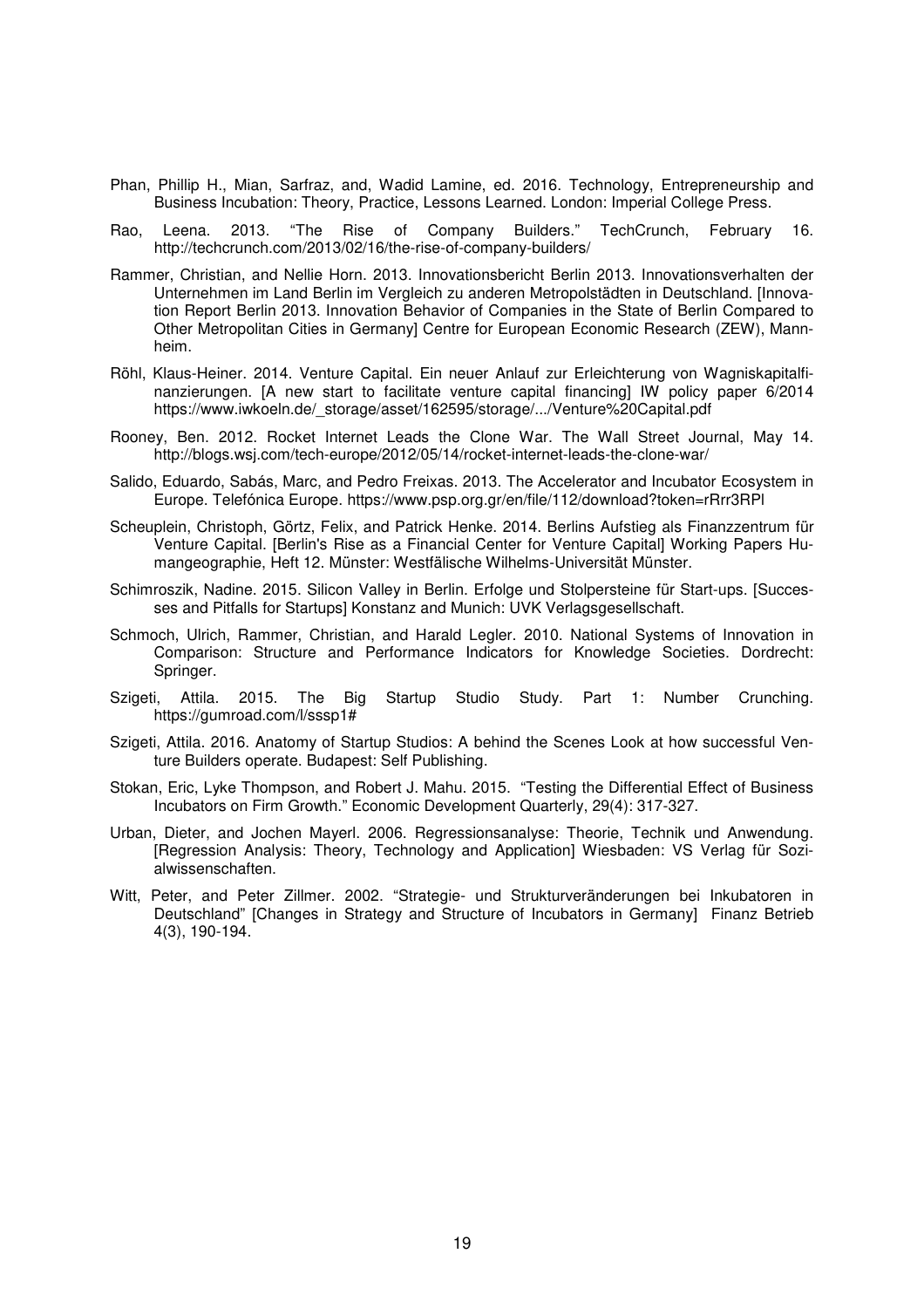Phan, Phillip H., Mian, Sarfraz, and, Wadid Lamine, ed. 2016. Technology, Entrepreneurship and Business Incubation: Theory, Practice, Lessons Learned. London: Imperial College Press.

Rao, Leena. 2013. "The Rise of Company Builders." TechCrunch, February 16. http://techcrunch.com/2013/02/16/the-rise-of-company-builders/

Rammer, Christian, and Nellie Horn. 2013. Innovationsbericht Berlin 2013. Innovationsverhalten der Unternehmen im Land Berlin im Vergleich zu anderen Metropolstädten in Deutschland. [Innovation Report Berlin 2013. Innovation Behavior of Companies in the State of Berlin Compared to Other Metropolitan Cities in Germany] Centre for European Economic Research (ZEW), Mannheim.

Röhl, Klaus-Heiner. 2014. Venture Capital. Ein neuer Anlauf zur Erleichterung von Wagniskapitalfinanzierungen. [A new start to facilitate venture capital financing] IW policy paper 6/2014 https://www.iwkoeln.de/_storage/asset/162595/storage/.../Venture%20Capital.pdf

Rooney, Ben. 2012. Rocket Internet Leads the Clone War. The Wall Street Journal, May 14. http://blogs.wsj.com/tech-europe/2012/05/14/rocket-internet-leads-the-clone-war/

Salido, Eduardo, Sabás, Marc, and Pedro Freixas. 2013. The Accelerator and Incubator Ecosystem in Europe. Telefónica Europe. https://www.psp.org.gr/en/file/112/download?token=rRrr3RPl

Scheuplein, Christoph, Görtz, Felix, and Patrick Henke. 2014. Berlins Aufstieg als Finanzzentrum für Venture Capital. [Berlin's Rise as a Financial Center for Venture Capital] Working Papers Humangeographie, Heft 12. Münster: Westfälische Wilhelms-Universität Münster.

Schimroszik, Nadine. 2015. Silicon Valley in Berlin. Erfolge und Stolpersteine für Start-ups. [Successes and Pitfalls for Startups] Konstanz and Munich: UVK Verlagsgesellschaft.

Schmoch, Ulrich, Rammer, Christian, and Harald Legler. 2010. National Systems of Innovation in Comparison: Structure and Performance Indicators for Knowledge Societies. Dordrecht: Springer.

Szigeti, Attila. 2015. The Big Startup Studio Study. Part 1: Number Crunching. https://gumroad.com/l/sssp1#

Szigeti, Attila. 2016. Anatomy of Startup Studios: A behind the Scenes Look at how successful Venture Builders operate. Budapest: Self Publishing.

Stokan, Eric, Lyke Thompson, and Robert J. Mahu. 2015. "Testing the Differential Effect of Business Incubators on Firm Growth." Economic Development Quarterly, 29(4): 317-327.

Urban, Dieter, and Jochen Mayerl. 2006. Regressionsanalyse: Theorie, Technik und Anwendung. [Regression Analysis: Theory, Technology and Application] Wiesbaden: VS Verlag für Sozialwissenschaften.

Witt, Peter, and Peter Zillmer. 2002. "Strategie- und Strukturveränderungen bei Inkubatoren in Deutschland" [Changes in Strategy and Structure of Incubators in Germany] Finanz Betrieb 4(3), 190-194.